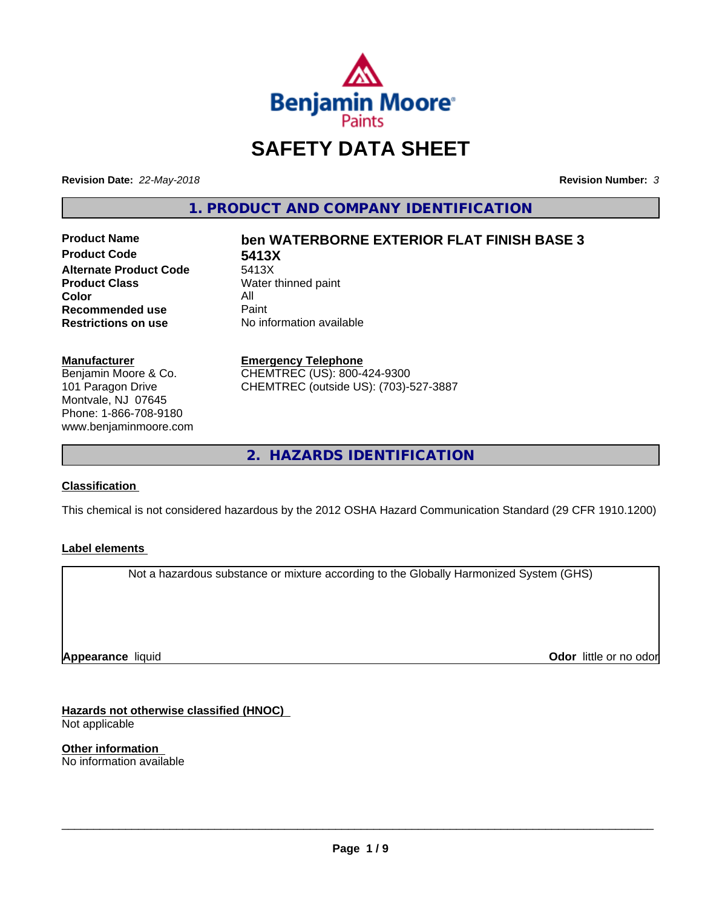Benjamin Moore Paints

# SAFETY DATA SHEET

**Revision Date:** *22-May-2018* **Revision Number:** *3*

## 1. PRODUCT AND COMPANY IDENTIFICATION

| | |
|---|---|
| **Product Name** | **ben WATERBORNE EXTERIOR FLAT FINISH BASE 3** |
| **Product Code** | **5413X** |
| **Alternate Product Code** | 5413X |
| **Product Class** | Water thinned paint |
| **Color** | All |
| **Recommended use** | Paint |
| **Restrictions on use** | No information available |

**Manufacturer**
Benjamin Moore & Co.
101 Paragon Drive
Montvale, NJ 07645
Phone: 1-866-708-9180
www.benjaminmoore.com

**Emergency Telephone**
CHEMTREC (US): 800-424-9300
CHEMTREC (outside US): (703)-527-3887

## 2. HAZARDS IDENTIFICATION

**Classification**

This chemical is not considered hazardous by the 2012 OSHA Hazard Communication Standard (29 CFR 1910.1200)

**Label elements**

Not a hazardous substance or mixture according to the Globally Harmonized System (GHS)

**Appearance** liquid **Odor** little or no odor

**Hazards not otherwise classified (HNOC)**
Not applicable

**Other information**
No information available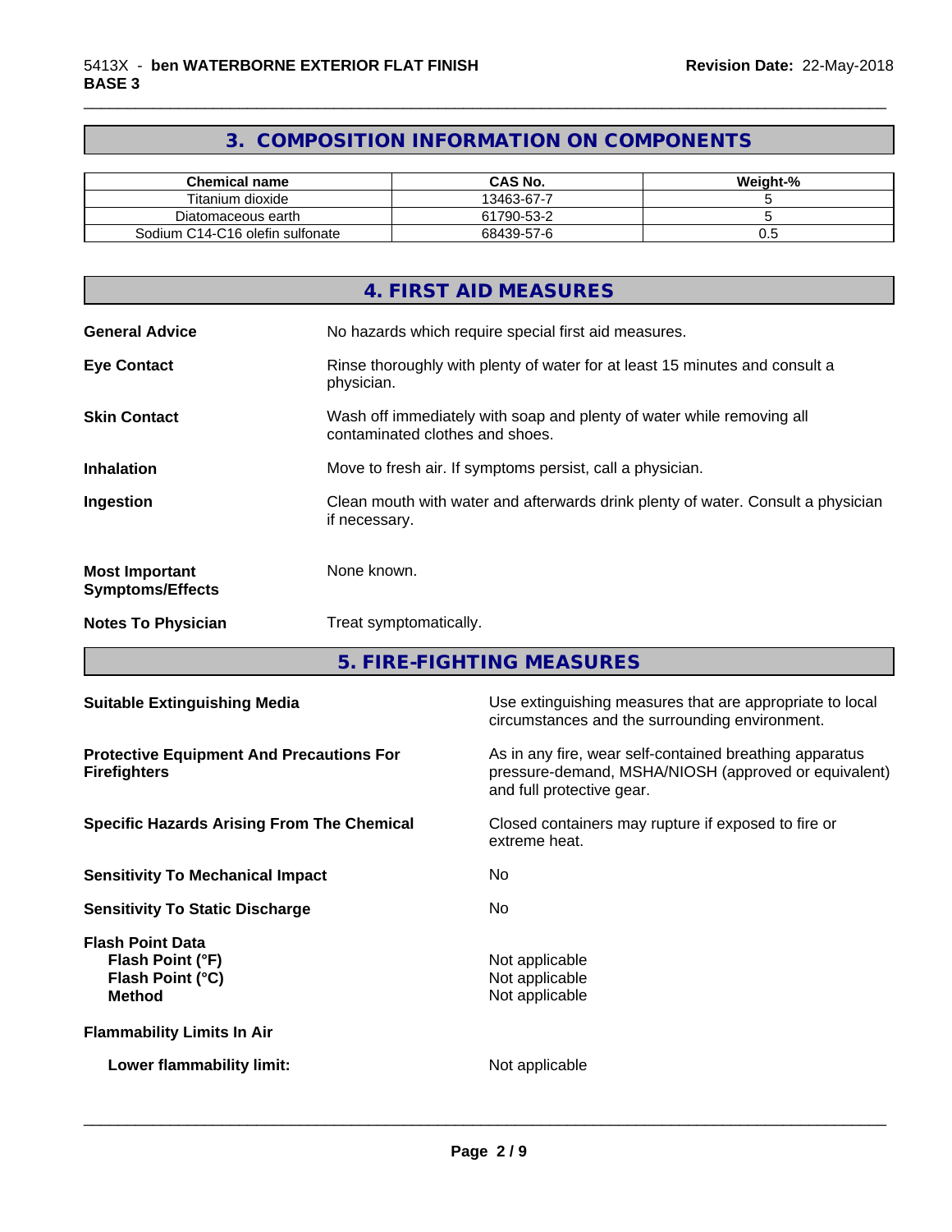## 3. COMPOSITION INFORMATION ON COMPONENTS

| Chemical name | CAS No. | Weight-% |
|---|---|---|
| Titanium dioxide | 13463-67-7 | 5 |
| Diatomaceous earth | 61790-53-2 | 5 |
| Sodium C14-C16 olefin sulfonate | 68439-57-6 | 0.5 |

## 4. FIRST AID MEASURES

**General Advice** No hazards which require special first aid measures.

**Eye Contact** Rinse thoroughly with plenty of water for at least 15 minutes and consult a physician.

**Skin Contact** Wash off immediately with soap and plenty of water while removing all contaminated clothes and shoes.

**Inhalation** Move to fresh air. If symptoms persist, call a physician.

**Ingestion** Clean mouth with water and afterwards drink plenty of water. Consult a physician if necessary.

**Most Important Symptoms/Effects** None known.

**Notes To Physician** Treat symptomatically.

## 5. FIRE-FIGHTING MEASURES

**Suitable Extinguishing Media** Use extinguishing measures that are appropriate to local circumstances and the surrounding environment.

**Protective Equipment And Precautions For Firefighters** As in any fire, wear self-contained breathing apparatus pressure-demand, MSHA/NIOSH (approved or equivalent) and full protective gear.

**Specific Hazards Arising From The Chemical** Closed containers may rupture if exposed to fire or extreme heat.

**Sensitivity To Mechanical Impact** No

**Sensitivity To Static Discharge** No

**Flash Point Data**
**Flash Point (°F)** Not applicable
**Flash Point (°C)** Not applicable
**Method** Not applicable

**Flammability Limits In Air**

**Lower flammability limit:** Not applicable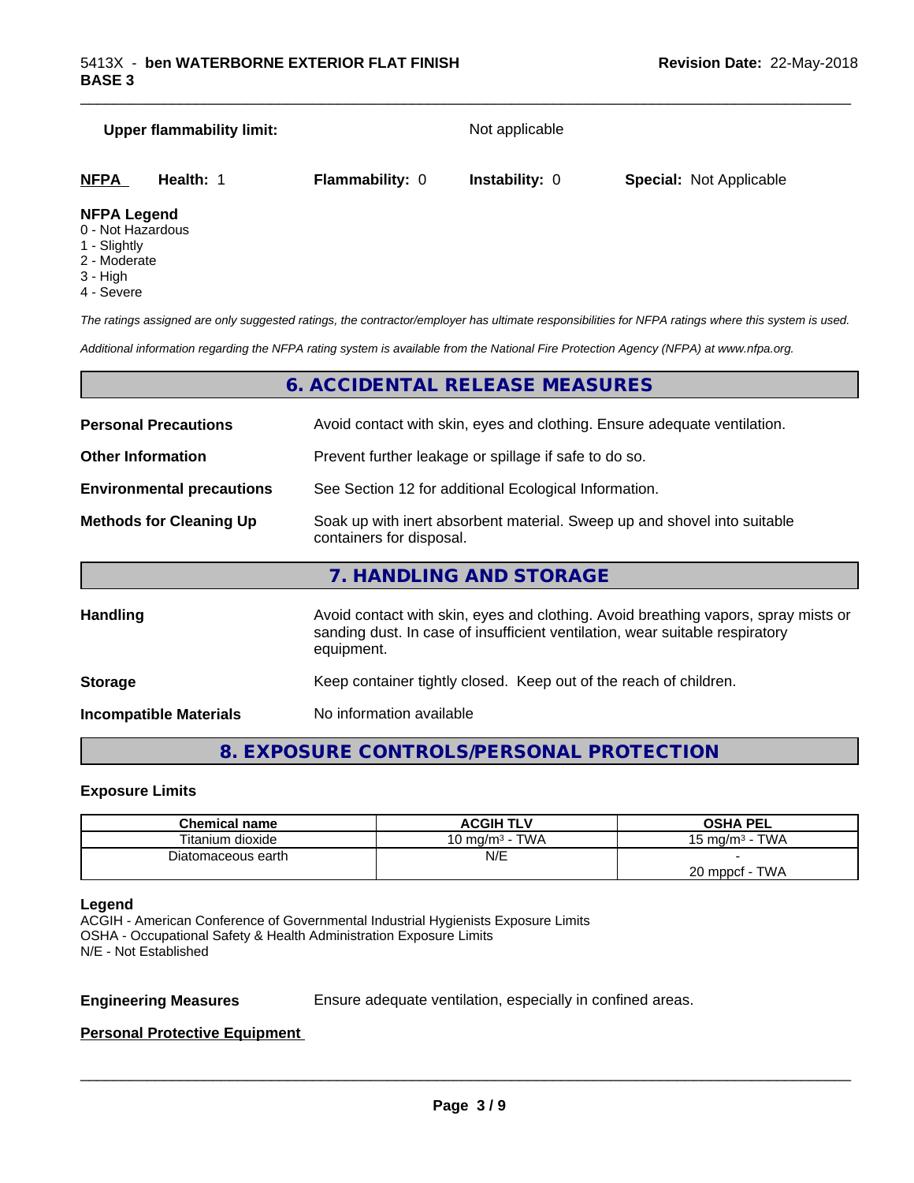**Upper flammability limit:** Not applicable

| **NFPA** | **Health:** 1 | **Flammability:** 0 | **Instability:** 0 | **Special:** Not Applicable |
|---|---|---|---|---|

**NFPA Legend**
- 0 - Not Hazardous
- 1 - Slightly
- 2 - Moderate
- 3 - High
- 4 - Severe

*The ratings assigned are only suggested ratings, the contractor/employer has ultimate responsibilities for NFPA ratings where this system is used.*

*Additional information regarding the NFPA rating system is available from the National Fire Protection Agency (NFPA) at www.nfpa.org.*

## 6. ACCIDENTAL RELEASE MEASURES

**Personal Precautions** Avoid contact with skin, eyes and clothing. Ensure adequate ventilation.

**Other Information** Prevent further leakage or spillage if safe to do so.

**Environmental precautions** See Section 12 for additional Ecological Information.

**Methods for Cleaning Up** Soak up with inert absorbent material. Sweep up and shovel into suitable containers for disposal.

## 7. HANDLING AND STORAGE

**Handling** Avoid contact with skin, eyes and clothing. Avoid breathing vapors, spray mists or sanding dust. In case of insufficient ventilation, wear suitable respiratory equipment.

**Storage** Keep container tightly closed. Keep out of the reach of children.

**Incompatible Materials** No information available

## 8. EXPOSURE CONTROLS/PERSONAL PROTECTION

### Exposure Limits

| Chemical name | ACGIH TLV | OSHA PEL |
|---|---|---|
| Titanium dioxide | 10 mg/m³ - TWA | 15 mg/m³ - TWA |
| Diatomaceous earth | N/E | -<br>20 mppcf - TWA |

**Legend**
ACGIH - American Conference of Governmental Industrial Hygienists Exposure Limits
OSHA - Occupational Safety & Health Administration Exposure Limits
N/E - Not Established

**Engineering Measures** Ensure adequate ventilation, especially in confined areas.

**Personal Protective Equipment**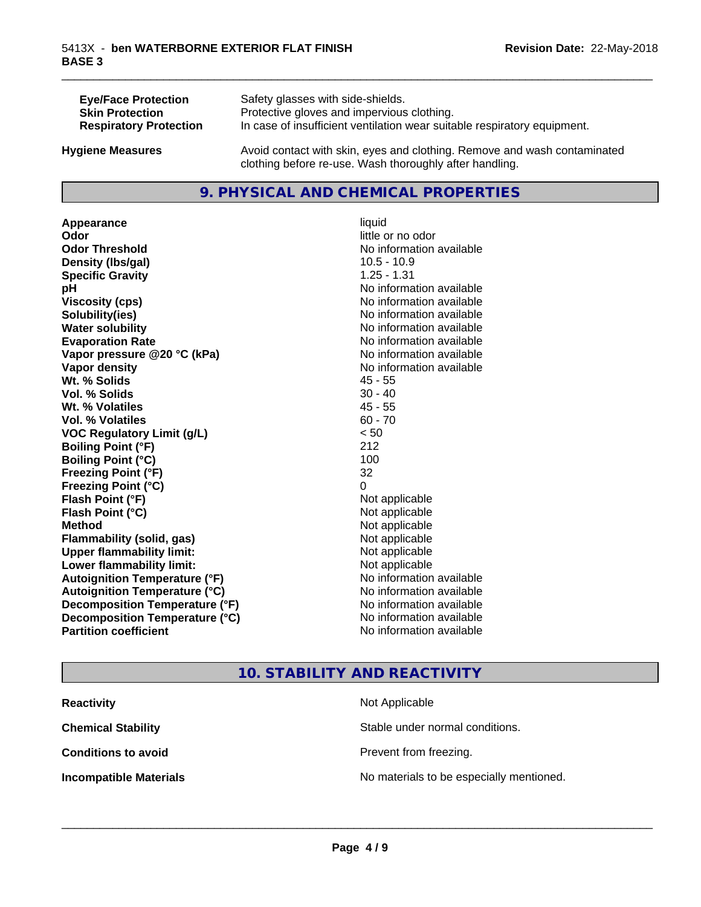| | |
|---|---|
| **Eye/Face Protection** | Safety glasses with side-shields. |
| **Skin Protection** | Protective gloves and impervious clothing. |
| **Respiratory Protection** | In case of insufficient ventilation wear suitable respiratory equipment. |

**Hygiene Measures**: Avoid contact with skin, eyes and clothing. Remove and wash contaminated clothing before re-use. Wash thoroughly after handling.

## 9. PHYSICAL AND CHEMICAL PROPERTIES

| | |
|---|---|
| **Appearance** | liquid |
| **Odor** | little or no odor |
| **Odor Threshold** | No information available |
| **Density (lbs/gal)** | 10.5 - 10.9 |
| **Specific Gravity** | 1.25 - 1.31 |
| **pH** | No information available |
| **Viscosity (cps)** | No information available |
| **Solubility(ies)** | No information available |
| **Water solubility** | No information available |
| **Evaporation Rate** | No information available |
| **Vapor pressure @20 °C (kPa)** | No information available |
| **Vapor density** | No information available |
| **Wt. % Solids** | 45 - 55 |
| **Vol. % Solids** | 30 - 40 |
| **Wt. % Volatiles** | 45 - 55 |
| **Vol. % Volatiles** | 60 - 70 |
| **VOC Regulatory Limit (g/L)** | < 50 |
| **Boiling Point (°F)** | 212 |
| **Boiling Point (°C)** | 100 |
| **Freezing Point (°F)** | 32 |
| **Freezing Point (°C)** | 0 |
| **Flash Point (°F)** | Not applicable |
| **Flash Point (°C)** | Not applicable |
| **Method** | Not applicable |
| **Flammability (solid, gas)** | Not applicable |
| **Upper flammability limit:** | Not applicable |
| **Lower flammability limit:** | Not applicable |
| **Autoignition Temperature (°F)** | No information available |
| **Autoignition Temperature (°C)** | No information available |
| **Decomposition Temperature (°F)** | No information available |
| **Decomposition Temperature (°C)** | No information available |
| **Partition coefficient** | No information available |

## 10. STABILITY AND REACTIVITY

| | |
|---|---|
| **Reactivity** | Not Applicable |
| **Chemical Stability** | Stable under normal conditions. |
| **Conditions to avoid** | Prevent from freezing. |
| **Incompatible Materials** | No materials to be especially mentioned. |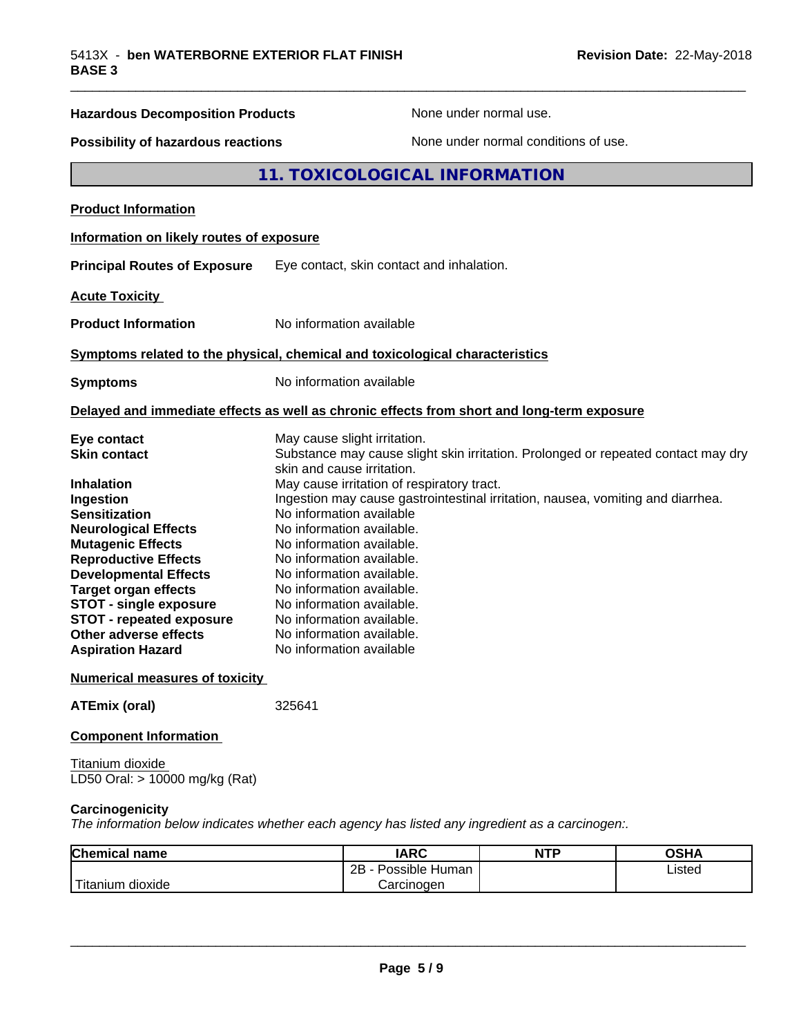**Hazardous Decomposition Products** None under normal use.

**Possibility of hazardous reactions** None under normal conditions of use.

## 11. TOXICOLOGICAL INFORMATION

**Product Information**

**Information on likely routes of exposure**

**Principal Routes of Exposure** Eye contact, skin contact and inhalation.

**Acute Toxicity**

**Product Information** No information available

**Symptoms related to the physical, chemical and toxicological characteristics**

**Symptoms** No information available

**Delayed and immediate effects as well as chronic effects from short and long-term exposure**

**Eye contact** May cause slight irritation.
**Skin contact** Substance may cause slight skin irritation. Prolonged or repeated contact may dry skin and cause irritation.
**Inhalation** May cause irritation of respiratory tract.
**Ingestion** Ingestion may cause gastrointestinal irritation, nausea, vomiting and diarrhea.
**Sensitization** No information available
**Neurological Effects** No information available.
**Mutagenic Effects** No information available.
**Reproductive Effects** No information available.
**Developmental Effects** No information available.
**Target organ effects** No information available.
**STOT - single exposure** No information available.
**STOT - repeated exposure** No information available.
**Other adverse effects** No information available.
**Aspiration Hazard** No information available

**Numerical measures of toxicity**

**ATEmix (oral)** 325641

**Component Information**

Titanium dioxide
LD50 Oral: > 10000 mg/kg (Rat)

**Carcinogenicity**

*The information below indicates whether each agency has listed any ingredient as a carcinogen:.*

| Chemical name | IARC | NTP | OSHA |
|---|---|---|---|
| Titanium dioxide | 2B - Possible Human Carcinogen | | Listed |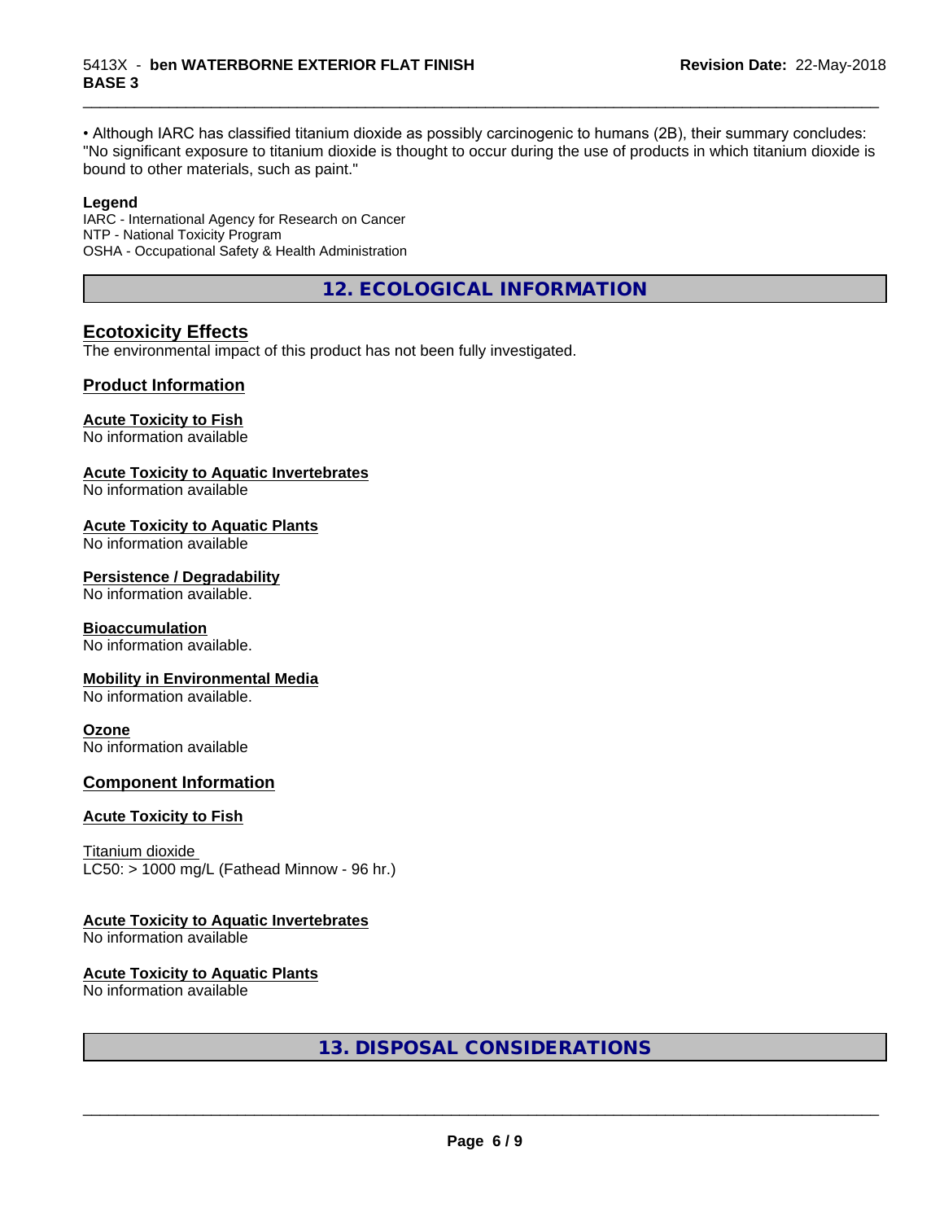• Although IARC has classified titanium dioxide as possibly carcinogenic to humans (2B), their summary concludes: "No significant exposure to titanium dioxide is thought to occur during the use of products in which titanium dioxide is bound to other materials, such as paint."

**Legend**

IARC - International Agency for Research on Cancer
NTP - National Toxicity Program
OSHA - Occupational Safety & Health Administration

## 12. ECOLOGICAL INFORMATION

### Ecotoxicity Effects

The environmental impact of this product has not been fully investigated.

### Product Information

**Acute Toxicity to Fish**
No information available

**Acute Toxicity to Aquatic Invertebrates**
No information available

**Acute Toxicity to Aquatic Plants**
No information available

**Persistence / Degradability**
No information available.

**Bioaccumulation**
No information available.

**Mobility in Environmental Media**
No information available.

**Ozone**
No information available

### Component Information

**Acute Toxicity to Fish**

Titanium dioxide
LC50: > 1000 mg/L (Fathead Minnow - 96 hr.)

**Acute Toxicity to Aquatic Invertebrates**
No information available

**Acute Toxicity to Aquatic Plants**
No information available

## 13. DISPOSAL CONSIDERATIONS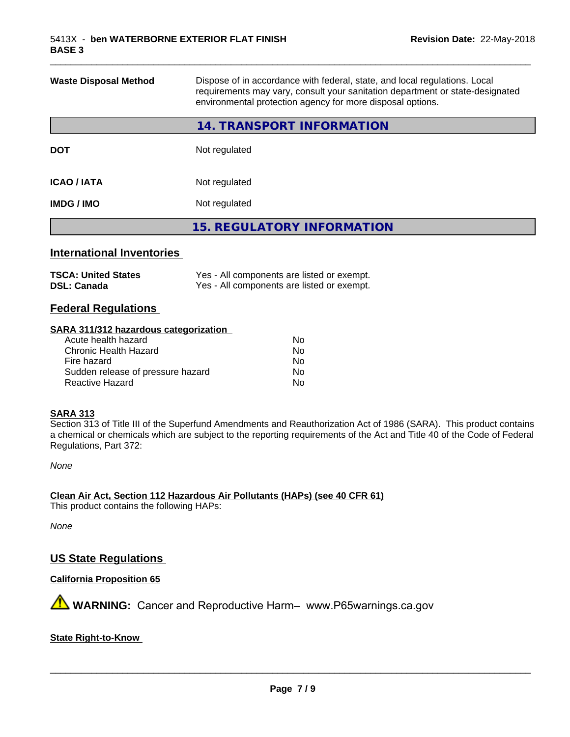| | |
|---|---|
| **Waste Disposal Method** | Dispose of in accordance with federal, state, and local regulations. Local requirements may vary, consult your sanitation department or state-designated environmental protection agency for more disposal options. |

## 14. TRANSPORT INFORMATION

| | |
|---|---|
| **DOT** | Not regulated |
| **ICAO / IATA** | Not regulated |
| **IMDG / IMO** | Not regulated |

## 15. REGULATORY INFORMATION

### International Inventories

| | |
|---|---|
| **TSCA: United States** | Yes - All components are listed or exempt. |
| **DSL: Canada** | Yes - All components are listed or exempt. |

### Federal Regulations

**SARA 311/312 hazardous categorization**

| | |
|---|---|
| Acute health hazard | No |
| Chronic Health Hazard | No |
| Fire hazard | No |
| Sudden release of pressure hazard | No |
| Reactive Hazard | No |

**SARA 313**

Section 313 of Title III of the Superfund Amendments and Reauthorization Act of 1986 (SARA). This product contains a chemical or chemicals which are subject to the reporting requirements of the Act and Title 40 of the Code of Federal Regulations, Part 372:

*None*

**Clean Air Act, Section 112 Hazardous Air Pollutants (HAPs) (see 40 CFR 61)**

This product contains the following HAPs:

*None*

### US State Regulations

**California Proposition 65**

⚠ **WARNING:** Cancer and Reproductive Harm– www.P65warnings.ca.gov

**State Right-to-Know**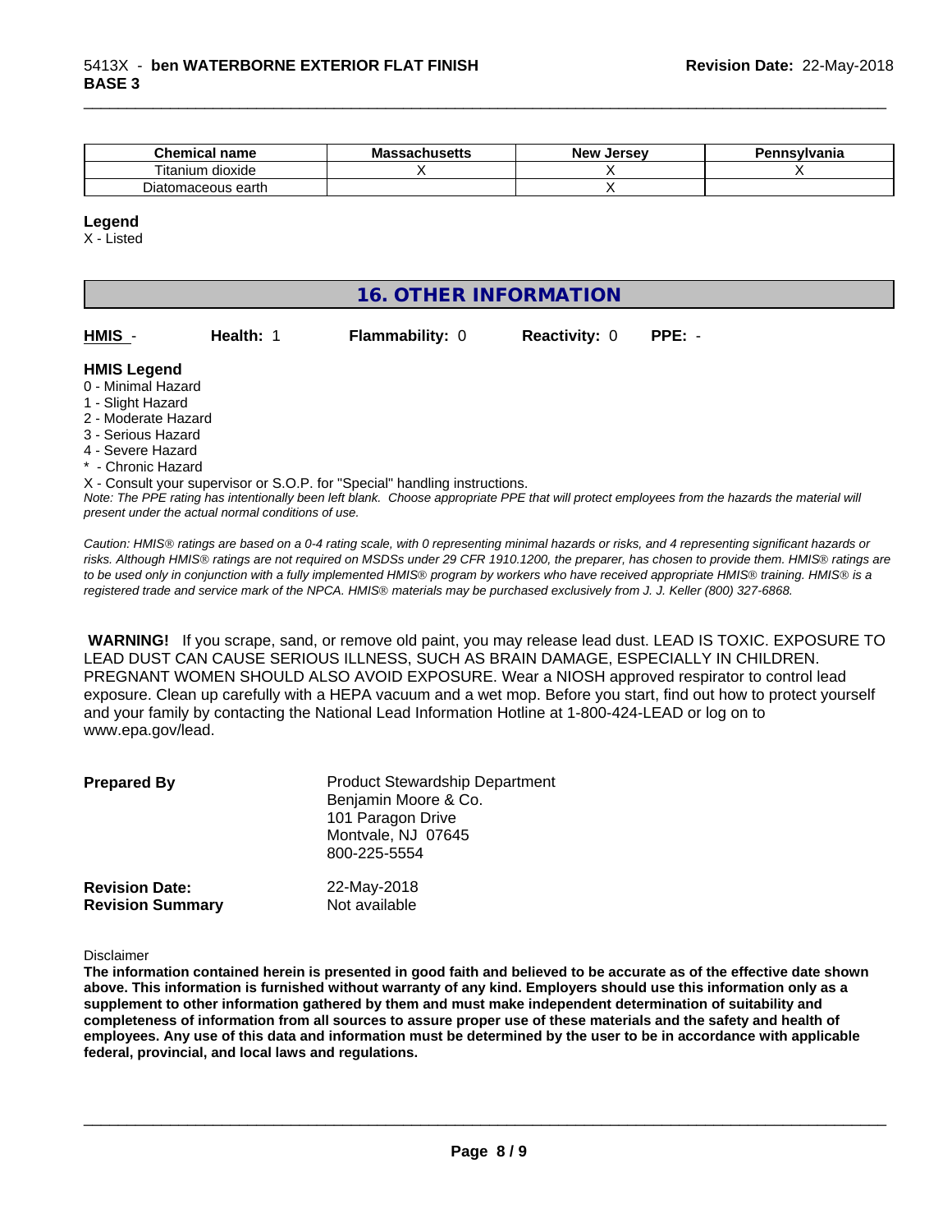| Chemical name | Massachusetts | New Jersey | Pennsylvania |
| --- | --- | --- | --- |
| Titanium dioxide | X | X | X |
| Diatomaceous earth |  | X |  |

**Legend**

X - Listed

## 16. OTHER INFORMATION

**HMIS** - **Health:** 1 **Flammability:** 0 **Reactivity:** 0 **PPE:** -

**HMIS Legend**

0 - Minimal Hazard
1 - Slight Hazard
2 - Moderate Hazard
3 - Serious Hazard
4 - Severe Hazard
* - Chronic Hazard
X - Consult your supervisor or S.O.P. for "Special" handling instructions.

*Note: The PPE rating has intentionally been left blank. Choose appropriate PPE that will protect employees from the hazards the material will present under the actual normal conditions of use.*

*Caution: HMIS® ratings are based on a 0-4 rating scale, with 0 representing minimal hazards or risks, and 4 representing significant hazards or risks. Although HMIS® ratings are not required on MSDSs under 29 CFR 1910.1200, the preparer, has chosen to provide them. HMIS® ratings are to be used only in conjunction with a fully implemented HMIS® program by workers who have received appropriate HMIS® training. HMIS® is a registered trade and service mark of the NPCA. HMIS® materials may be purchased exclusively from J. J. Keller (800) 327-6868.*

**WARNING!** If you scrape, sand, or remove old paint, you may release lead dust. LEAD IS TOXIC. EXPOSURE TO LEAD DUST CAN CAUSE SERIOUS ILLNESS, SUCH AS BRAIN DAMAGE, ESPECIALLY IN CHILDREN. PREGNANT WOMEN SHOULD ALSO AVOID EXPOSURE. Wear a NIOSH approved respirator to control lead exposure. Clean up carefully with a HEPA vacuum and a wet mop. Before you start, find out how to protect yourself and your family by contacting the National Lead Information Hotline at 1-800-424-LEAD or log on to www.epa.gov/lead.

**Prepared By**
Product Stewardship Department
Benjamin Moore & Co.
101 Paragon Drive
Montvale, NJ 07645
800-225-5554

**Revision Date:** 22-May-2018
**Revision Summary** Not available

Disclaimer

**The information contained herein is presented in good faith and believed to be accurate as of the effective date shown above. This information is furnished without warranty of any kind. Employers should use this information only as a supplement to other information gathered by them and must make independent determination of suitability and completeness of information from all sources to assure proper use of these materials and the safety and health of employees. Any use of this data and information must be determined by the user to be in accordance with applicable federal, provincial, and local laws and regulations.**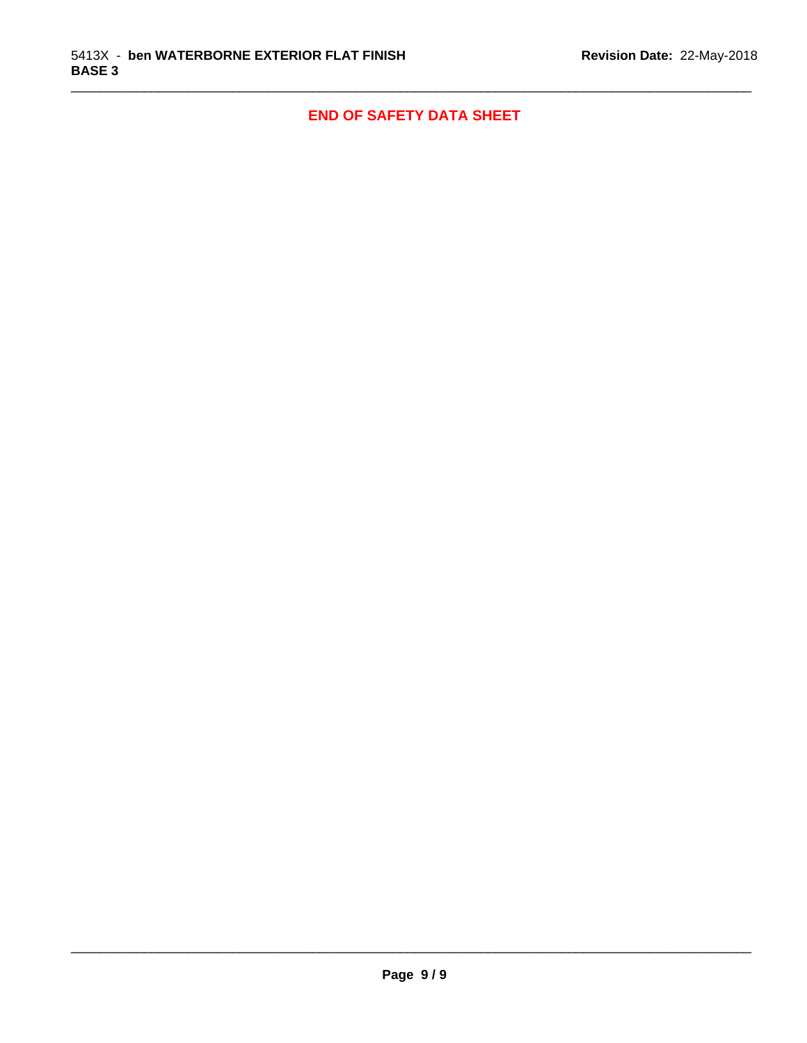**END OF SAFETY DATA SHEET**